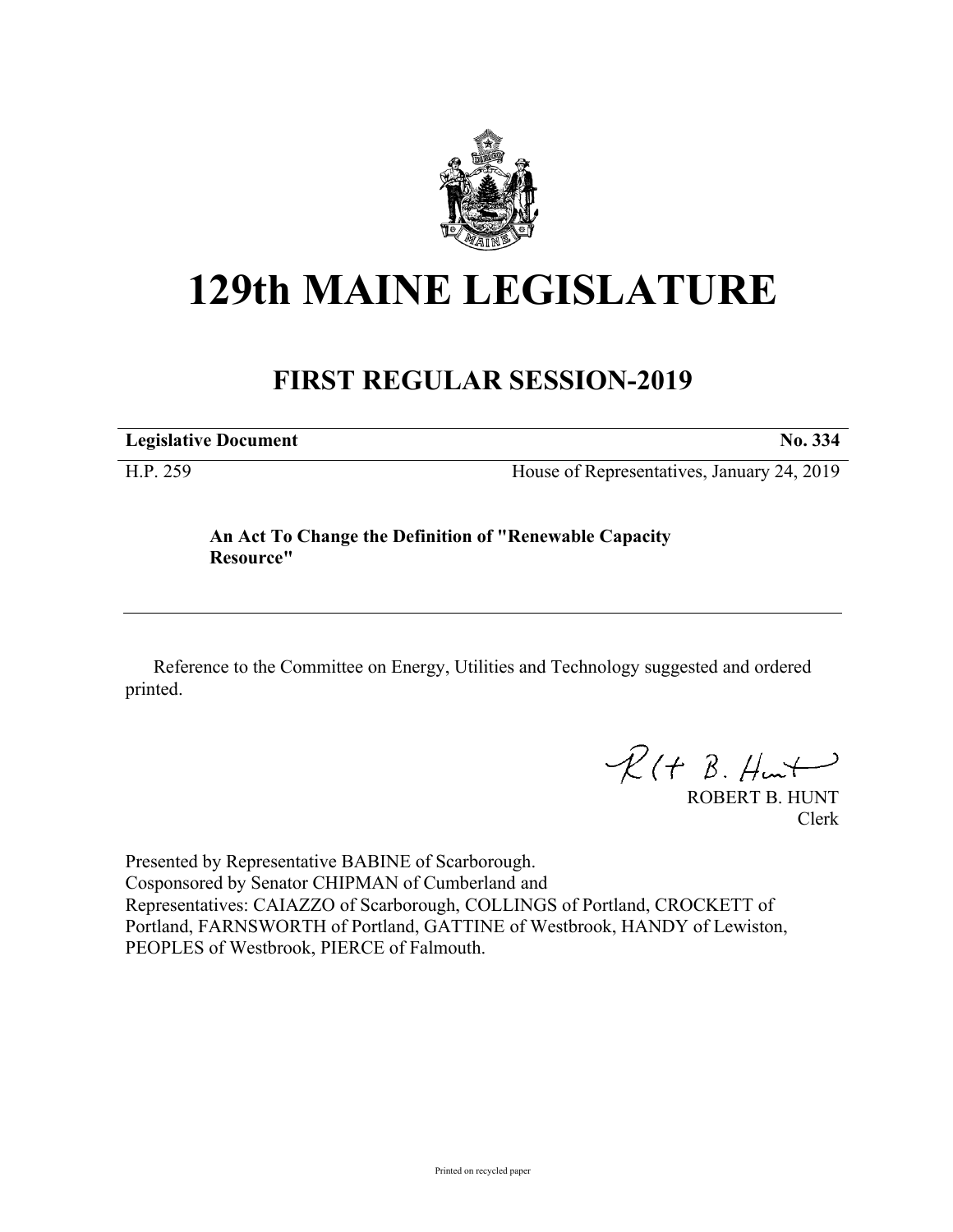# 129th MAINE LEGISLATURE

## FIRST REGULAR SESSION-2019

**Legislative Document** **No. 334**

H.P. 259 House of Representatives, January 24, 2019

**An Act To Change the Definition of "Renewable Capacity Resource"**

Reference to the Committee on Energy, Utilities and Technology suggested and ordered printed.

ROBERT B. HUNT
Clerk

Presented by Representative BABINE of Scarborough.
Cosponsored by Senator CHIPMAN of Cumberland and
Representatives: CAIAZZO of Scarborough, COLLINGS of Portland, CROCKETT of Portland, FARNSWORTH of Portland, GATTINE of Westbrook, HANDY of Lewiston, PEOPLES of Westbrook, PIERCE of Falmouth.

Printed on recycled paper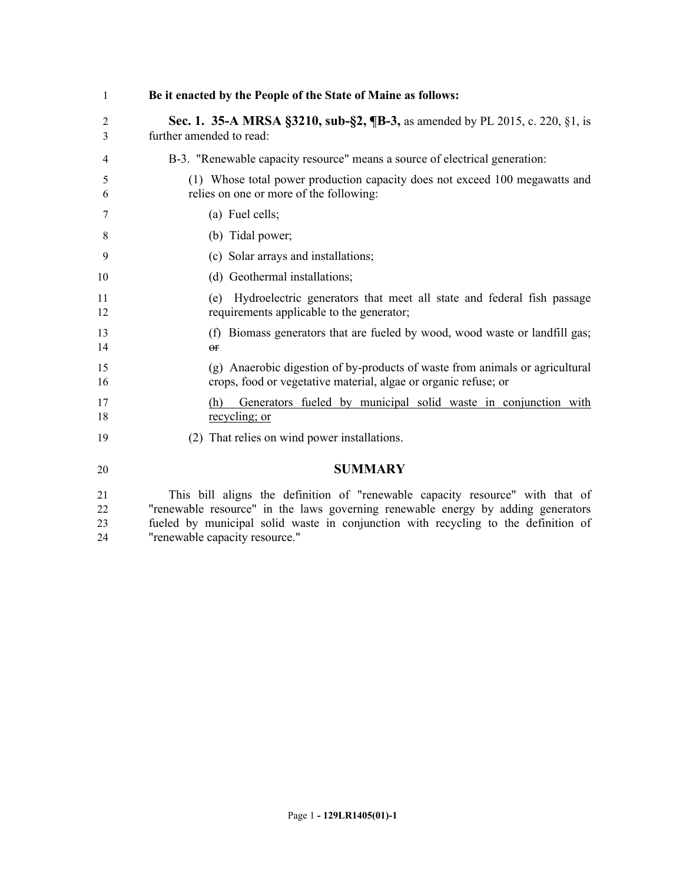**Be it enacted by the People of the State of Maine as follows:**

**Sec. 1. 35-A MRSA §3210, sub-§2, ¶B-3,** as amended by PL 2015, c. 220, §1, is further amended to read:

B-3. "Renewable capacity resource" means a source of electrical generation:

(1) Whose total power production capacity does not exceed 100 megawatts and relies on one or more of the following:

(a) Fuel cells;

(b) Tidal power;

(c) Solar arrays and installations;

(d) Geothermal installations;

(e) Hydroelectric generators that meet all state and federal fish passage requirements applicable to the generator;

(f) Biomass generators that are fueled by wood, wood waste or landfill gas; ~~or~~

(g) Anaerobic digestion of by-products of waste from animals or agricultural crops, food or vegetative material, algae or organic refuse; or

(h) Generators fueled by municipal solid waste in conjunction with recycling; or

(2) That relies on wind power installations.

## SUMMARY

This bill aligns the definition of "renewable capacity resource" with that of "renewable resource" in the laws governing renewable energy by adding generators fueled by municipal solid waste in conjunction with recycling to the definition of "renewable capacity resource."